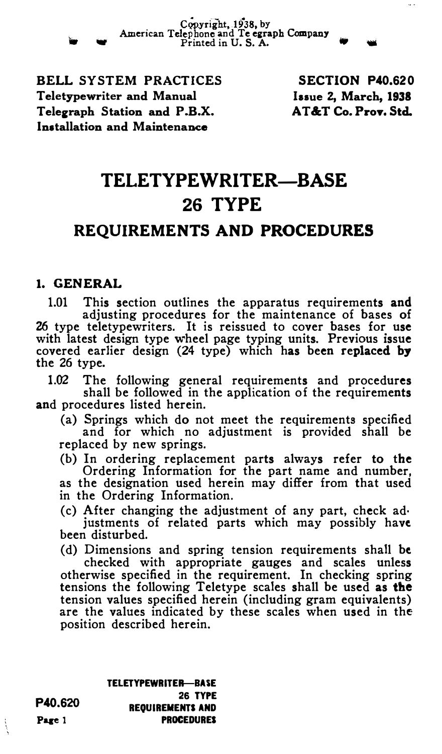Copyright, 1938, by
American Telephone and Telegraph Company
Printed in U. S. A.

**BELL SYSTEM PRACTICES**
**Teletypewriter and Manual Telegraph Station and P.B.X. Installation and Maintenance**

**SECTION P40.620**
**Issue 2, March, 1938**
**AT&T Co. Prov. Std.**

# TELETYPEWRITER—BASE 26 TYPE

## REQUIREMENTS AND PROCEDURES

### 1. GENERAL

1.01 This section outlines the apparatus requirements and adjusting procedures for the maintenance of bases of 26 type teletypewriters. It is reissued to cover bases for use with latest design type wheel page typing units. Previous issue covered earlier design (24 type) which has been replaced by the 26 type.

1.02 The following general requirements and procedures shall be followed in the application of the requirements and procedures listed herein.

(a) Springs which do not meet the requirements specified and for which no adjustment is provided shall be replaced by new springs.

(b) In ordering replacement parts always refer to the Ordering Information for the part name and number, as the designation used herein may differ from that used in the Ordering Information.

(c) After changing the adjustment of any part, check adjustments of related parts which may possibly have been disturbed.

(d) Dimensions and spring tension requirements shall be checked with appropriate gauges and scales unless otherwise specified in the requirement. In checking spring tensions the following Teletype scales shall be used as the tension values specified herein (including gram equivalents) are the values indicated by these scales when used in the position described herein.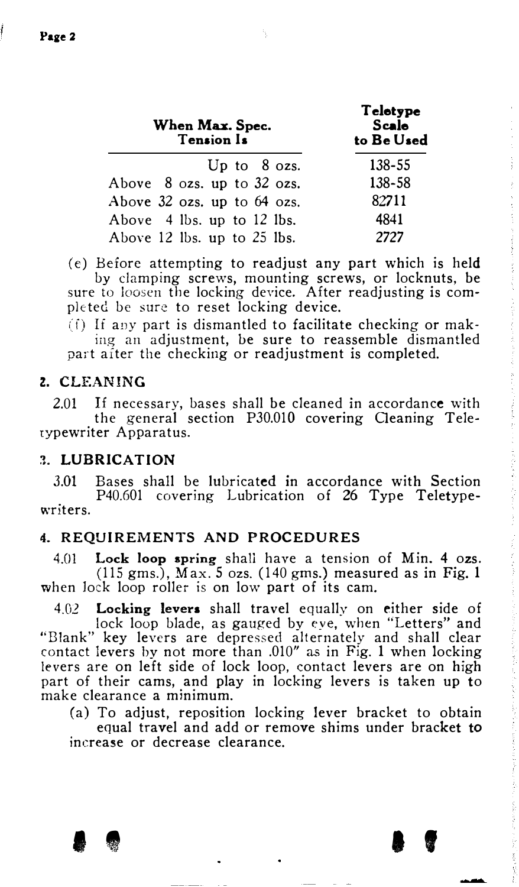| When Max. Spec. Tension Is | Teletype Scale to Be Used |
|---|---|
| Up to 8 ozs. | 138-55 |
| Above 8 ozs. up to 32 ozs. | 138-58 |
| Above 32 ozs. up to 64 ozs. | 82711 |
| Above 4 lbs. up to 12 lbs. | 4841 |
| Above 12 lbs. up to 25 lbs. | 2727 |

(e) Before attempting to readjust any part which is held by clamping screws, mounting screws, or locknuts, be sure to loosen the locking device. After readjusting is completed be sure to reset locking device.

(f) If any part is dismantled to facilitate checking or making an adjustment, be sure to reassemble dismantled part after the checking or readjustment is completed.

## 2. CLEANING

2.01 If necessary, bases shall be cleaned in accordance with the general section P30.010 covering Cleaning Teletypewriter Apparatus.

## 3. LUBRICATION

3.01 Bases shall be lubricated in accordance with Section P40.601 covering Lubrication of 26 Type Teletypewriters.

## 4. REQUIREMENTS AND PROCEDURES

4.01 **Lock loop spring** shall have a tension of Min. 4 ozs. (115 gms.), Max. 5 ozs. (140 gms.) measured as in Fig. 1 when lock loop roller is on low part of its cam.

4.02 **Locking levers** shall travel equally on either side of lock loop blade, as gauged by eye, when "Letters" and "Blank" key levers are depressed alternately and shall clear contact levers by not more than .010" as in Fig. 1 when locking levers are on left side of lock loop, contact levers are on high part of their cams, and play in locking levers is taken up to make clearance a minimum.

(a) To adjust, reposition locking lever bracket to obtain equal travel and add or remove shims under bracket to increase or decrease clearance.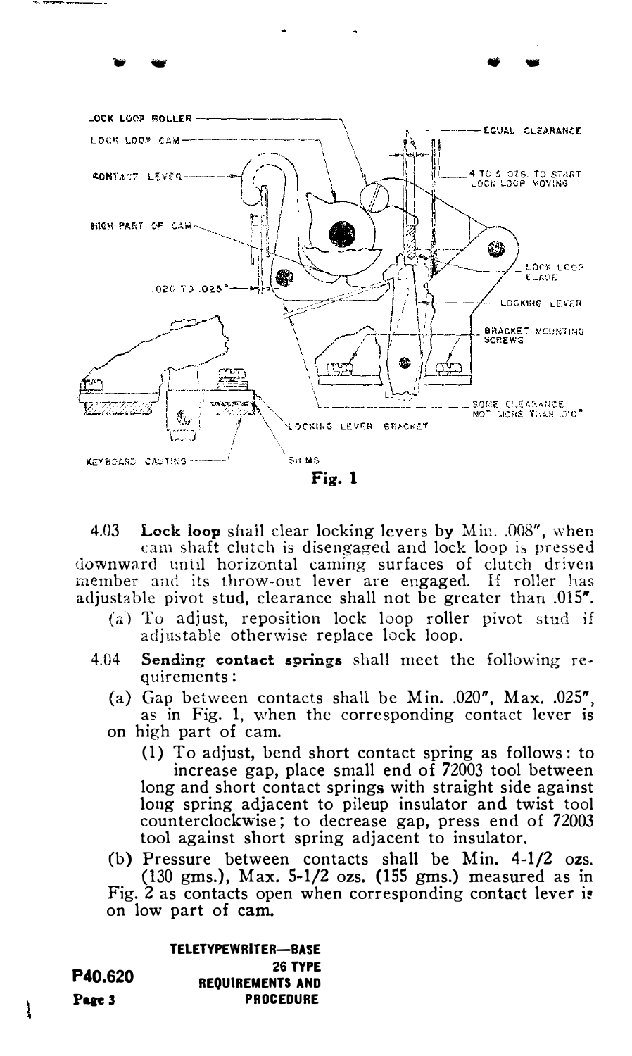LOCK LOOP ROLLER

LOCK LOOP CAM

CONTACT LEVER

HIGH PART OF CAM

.020 TO .025"

EQUAL CLEARANCE

4 TO 5 OZS. TO START LOCK LOOP MOVING

LOCK LOOP BLADE

LOCKING LEVER

BRACKET MOUNTING SCREWS

SOME CLEARANCE NOT MORE THAN .010"

LOCKING LEVER BRACKET

KEYBOARD CASTING

SHIMS

**Fig. 1**

4.03 **Lock loop** shall clear locking levers by Min. .008", when cam shaft clutch is disengaged and lock loop is pressed downward until horizontal caming surfaces of clutch driven member and its throw-out lever are engaged. If roller has adjustable pivot stud, clearance shall not be greater than .015".

(a) To adjust, reposition lock loop roller pivot stud if adjustable otherwise replace lock loop.

4.04 **Sending contact springs** shall meet the following requirements:

(a) Gap between contacts shall be Min. .020", Max. .025", as in Fig. 1, when the corresponding contact lever is on high part of cam.

(1) To adjust, bend short contact spring as follows: to increase gap, place small end of 72003 tool between long and short contact springs with straight side against long spring adjacent to pileup insulator and twist tool counterclockwise; to decrease gap, press end of 72003 tool against short spring adjacent to insulator.

(b) Pressure between contacts shall be Min. 4-1/2 ozs. (130 gms.), Max. 5-1/2 ozs. (155 gms.) measured as in Fig. 2 as contacts open when corresponding contact lever is on low part of cam.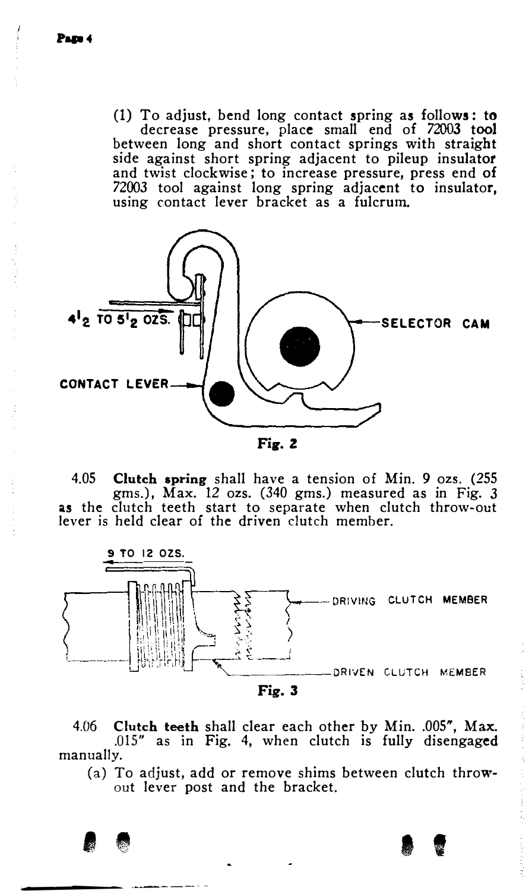(1) To adjust, bend long contact spring as follows: to decrease pressure, place small end of 72003 tool between long and short contact springs with straight side against short spring adjacent to pileup insulator and twist clockwise; to increase pressure, press end of 72003 tool against long spring adjacent to insulator, using contact lever bracket as a fulcrum.

4½ TO 5½ OZS.

SELECTOR CAM

CONTACT LEVER

**Fig. 2**

4.05 **Clutch spring** shall have a tension of Min. 9 ozs. (255 gms.), Max. 12 ozs. (340 gms.) measured as in Fig. 3 as the clutch teeth start to separate when clutch throw-out lever is held clear of the driven clutch member.

9 TO 12 OZS.

DRIVING CLUTCH MEMBER

DRIVEN CLUTCH MEMBER

**Fig. 3**

4.06 **Clutch teeth** shall clear each other by Min. .005", Max. .015" as in Fig. 4, when clutch is fully disengaged manually.

(a) To adjust, add or remove shims between clutch throw-out lever post and the bracket.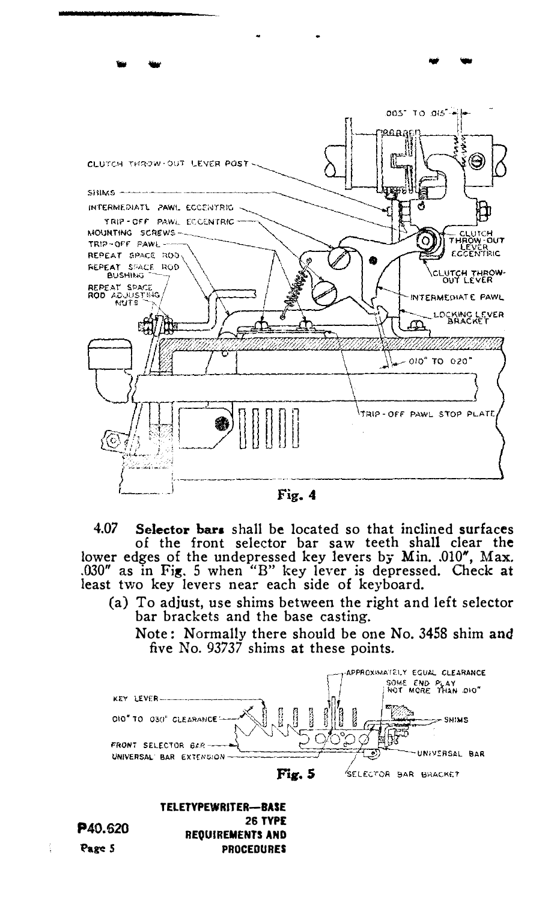Fig. 4

4.07 **Selector bars** shall be located so that inclined surfaces of the front selector bar saw teeth shall clear the lower edges of the undepressed key levers by Min. .010", Max. .030" as in Fig. 5 when "B" key lever is depressed. Check at least two key levers near each side of keyboard.

(a) To adjust, use shims between the right and left selector bar brackets and the base casting.

Note: Normally there should be one No. 3458 shim and five No. 93737 shims at these points.

Fig. 5

TELETYPEWRITER—BASE
26 TYPE
REQUIREMENTS AND
PROCEDURES

P40.620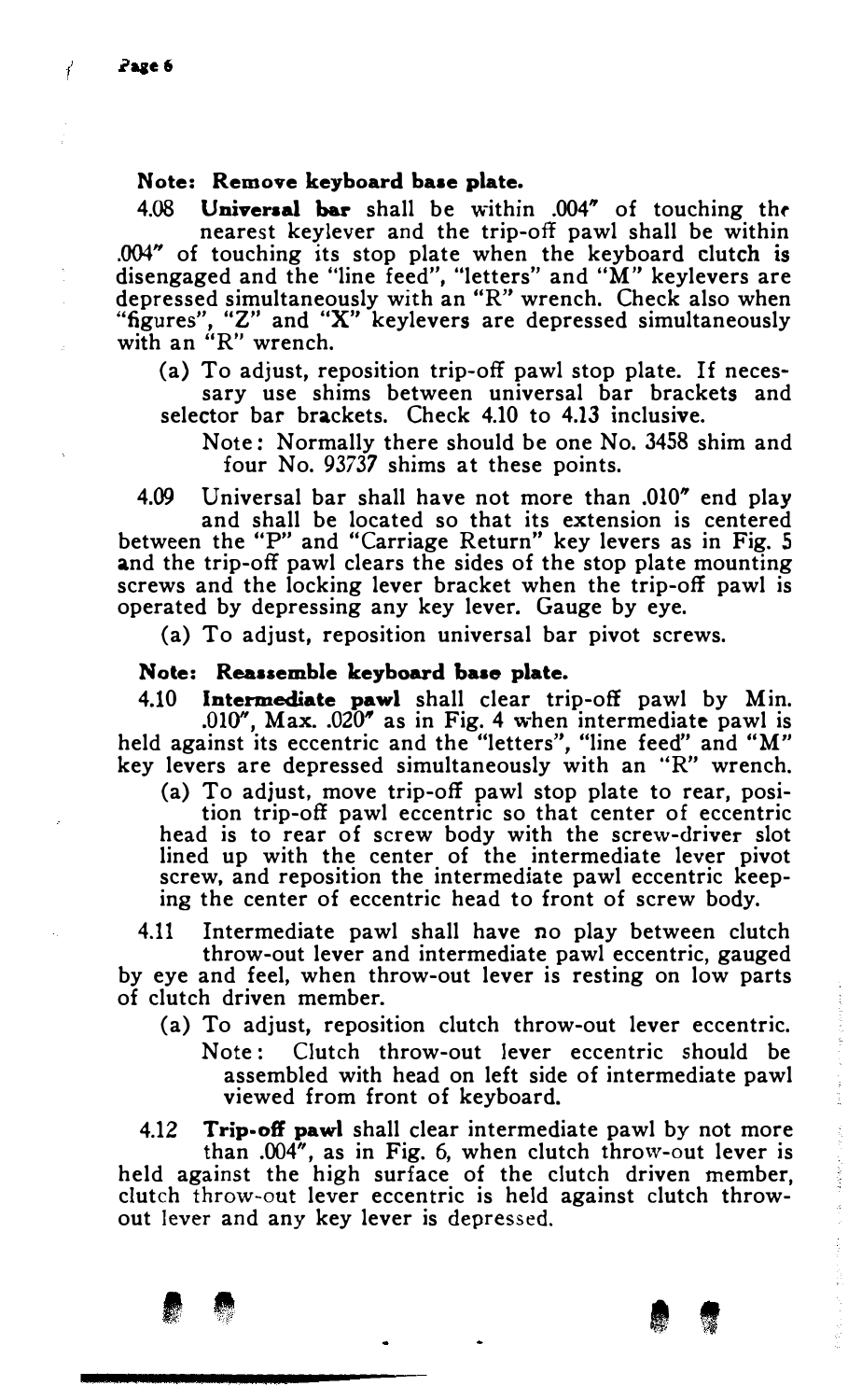**Note: Remove keyboard base plate.**

4.08 **Universal bar** shall be within .004" of touching the nearest keylever and the trip-off pawl shall be within .004" of touching its stop plate when the keyboard clutch is disengaged and the "line feed", "letters" and "M" keylevers are depressed simultaneously with an "R" wrench. Check also when "figures", "Z" and "X" keylevers are depressed simultaneously with an "R" wrench.

(a) To adjust, reposition trip-off pawl stop plate. If necessary use shims between universal bar brackets and selector bar brackets. Check 4.10 to 4.13 inclusive.

Note: Normally there should be one No. 3458 shim and four No. 93737 shims at these points.

4.09 Universal bar shall have not more than .010" end play and shall be located so that its extension is centered between the "P" and "Carriage Return" key levers as in Fig. 5 and the trip-off pawl clears the sides of the stop plate mounting screws and the locking lever bracket when the trip-off pawl is operated by depressing any key lever. Gauge by eye.

(a) To adjust, reposition universal bar pivot screws.

**Note: Reassemble keyboard base plate.**

4.10 **Intermediate pawl** shall clear trip-off pawl by Min. .010", Max. .020" as in Fig. 4 when intermediate pawl is held against its eccentric and the "letters", "line feed" and "M" key levers are depressed simultaneously with an "R" wrench.

(a) To adjust, move trip-off pawl stop plate to rear, position trip-off pawl eccentric so that center of eccentric head is to rear of screw body with the screw-driver slot lined up with the center of the intermediate lever pivot screw, and reposition the intermediate pawl eccentric keeping the center of eccentric head to front of screw body.

4.11 Intermediate pawl shall have no play between clutch throw-out lever and intermediate pawl eccentric, gauged by eye and feel, when throw-out lever is resting on low parts of clutch driven member.

(a) To adjust, reposition clutch throw-out lever eccentric.

Note: Clutch throw-out lever eccentric should be assembled with head on left side of intermediate pawl viewed from front of keyboard.

4.12 **Trip-off pawl** shall clear intermediate pawl by not more than .004", as in Fig. 6, when clutch throw-out lever is held against the high surface of the clutch driven member, clutch throw-out lever eccentric is held against clutch throw-out lever and any key lever is depressed.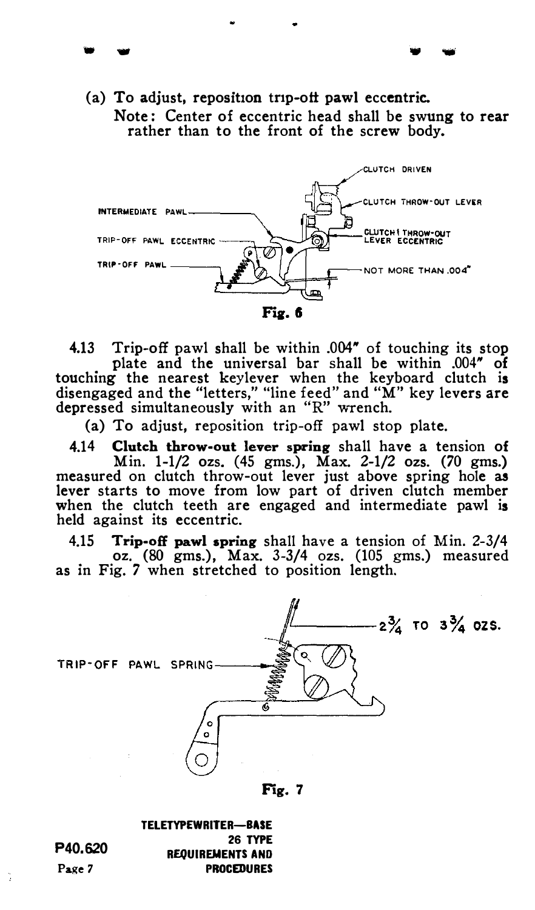(a) To adjust, reposition trip-off pawl eccentric.

Note: Center of eccentric head shall be swung to rear rather than to the front of the screw body.

**Fig. 6**

4.13 Trip-off pawl shall be within .004" of touching its stop plate and the universal bar shall be within .004" of touching the nearest keylever when the keyboard clutch is disengaged and the "letters," "line feed" and "M" key levers are depressed simultaneously with an "R" wrench.

(a) To adjust, reposition trip-off pawl stop plate.

4.14 **Clutch throw-out lever spring** shall have a tension of Min. 1-1/2 ozs. (45 gms.), Max. 2-1/2 ozs. (70 gms.) measured on clutch throw-out lever just above spring hole as lever starts to move from low part of driven clutch member when the clutch teeth are engaged and intermediate pawl is held against its eccentric.

4.15 **Trip-off pawl spring** shall have a tension of Min. 2-3/4 oz. (80 gms.), Max. 3-3/4 ozs. (105 gms.) measured as in Fig. 7 when stretched to position length.

**Fig. 7**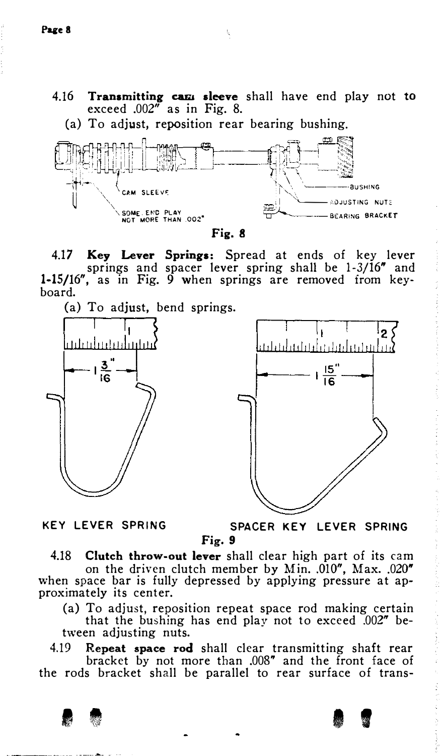4.16 **Transmitting cam sleeve** shall have end play not to exceed .002" as in Fig. 8.

(a) To adjust, reposition rear bearing bushing.

CAM SLEEVE

SOME END PLAY NOT MORE THAN .002"

BUSHING

ADJUSTING NUTS

BEARING BRACKET

**Fig. 8**

4.17 **Key Lever Springs:** Spread at ends of key lever springs and spacer lever spring shall be 1-3/16" and 1-15/16", as in Fig. 9 when springs are removed from keyboard.

(a) To adjust, bend springs.

$1\frac{3}{16}"$

$1\frac{15}{16}"$

KEY LEVER SPRING

SPACER KEY LEVER SPRING

**Fig. 9**

4.18 **Clutch throw-out lever** shall clear high part of its cam on the driven clutch member by Min. .010", Max. .020" when space bar is fully depressed by applying pressure at approximately its center.

(a) To adjust, reposition repeat space rod making certain that the bushing has end play not to exceed .002" between adjusting nuts.

4.19 **Repeat space rod** shall clear transmitting shaft rear bracket by not more than .008" and the front face of the rods bracket shall be parallel to rear surface of trans-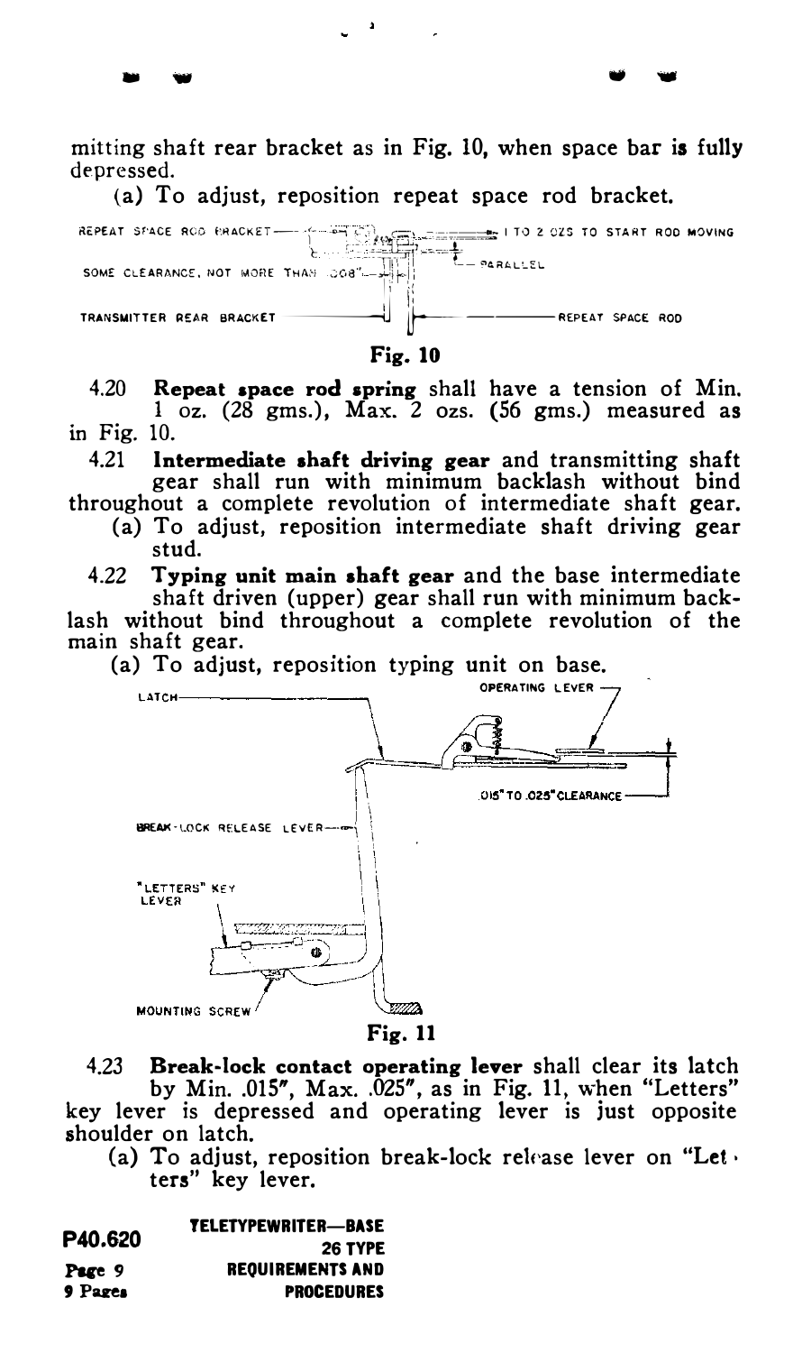mitting shaft rear bracket as in Fig. 10, when space bar is fully depressed.

(a) To adjust, reposition repeat space rod bracket.

REPEAT SPACE ROD BRACKET — 1 TO 2 OZS TO START ROD MOVING

SOME CLEARANCE, NOT MORE THAN .008" — PARALLEL

TRANSMITTER REAR BRACKET — REPEAT SPACE ROD

**Fig. 10**

4.20 **Repeat space rod spring** shall have a tension of Min. 1 oz. (28 gms.), Max. 2 ozs. (56 gms.) measured as in Fig. 10.

4.21 **Intermediate shaft driving gear** and transmitting shaft gear shall run with minimum backlash without bind throughout a complete revolution of intermediate shaft gear.

(a) To adjust, reposition intermediate shaft driving gear stud.

4.22 **Typing unit main shaft gear** and the base intermediate shaft driven (upper) gear shall run with minimum backlash without bind throughout a complete revolution of the main shaft gear.

(a) To adjust, reposition typing unit on base.

LATCH — OPERATING LEVER

.015" TO .025" CLEARANCE

BREAK-LOCK RELEASE LEVER

"LETTERS" KEY LEVER

MOUNTING SCREW

**Fig. 11**

4.23 **Break-lock contact operating lever** shall clear its latch by Min. .015", Max. .025", as in Fig. 11, when "Letters" key lever is depressed and operating lever is just opposite shoulder on latch.

(a) To adjust, reposition break-lock release lever on "Letters" key lever.

**P40.620** **TELETYPEWRITER—BASE 26 TYPE REQUIREMENTS AND PROCEDURES**

Page 9
9 Pages